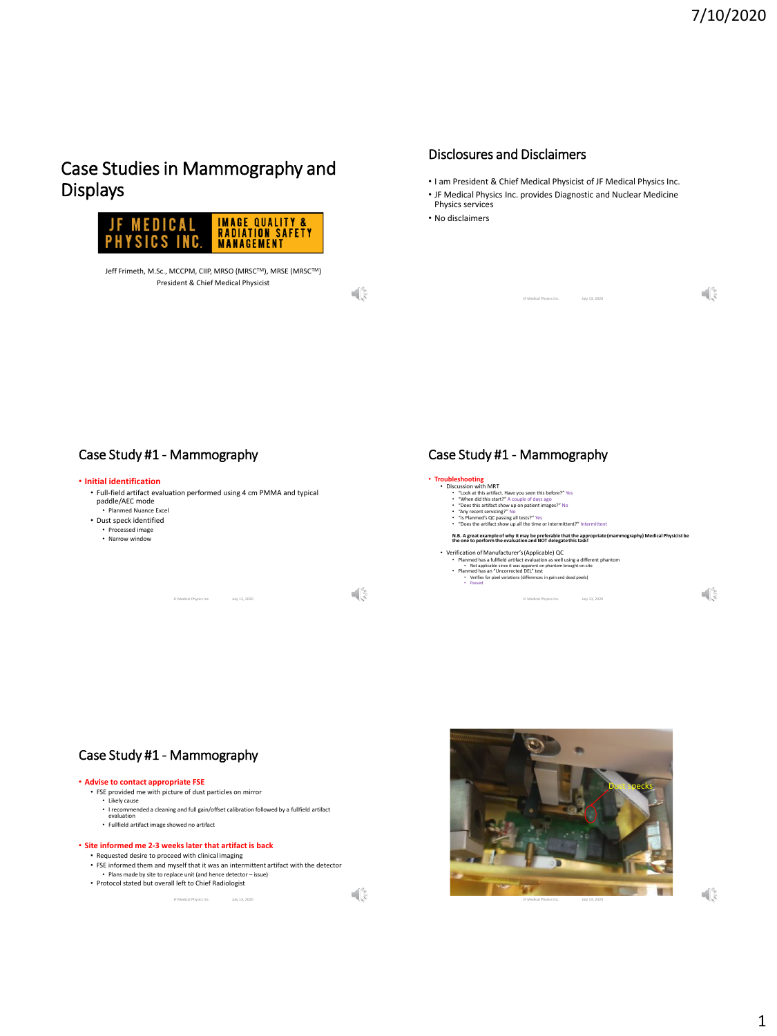# Case Studies in Mammography and Displays

JF MEDICAL PHYSICS INC. — IMAGE QUALITY & RADIATION SAFETY MANAGEMENT

Jeff Frimeth, M.Sc., MCCPM, CIIP, MRSO (MRSC™), MRSE (MRSC™)
President & Chief Medical Physicist

## Disclosures and Disclaimers

- I am President & Chief Medical Physicist of JF Medical Physics Inc.
- JF Medical Physics Inc. provides Diagnostic and Nuclear Medicine Physics services
- No disclaimers

## Case Study #1 - Mammography

- **Initial identification**
  - Full-field artifact evaluation performed using 4 cm PMMA and typical paddle/AEC mode
    - Planmed Nuance Excel
  - Dust speck identified
    - Processed image
    - Narrow window

## Case Study #1 - Mammography

- **Troubleshooting**
  - Discussion with MRT
    - "Look at this artifact. Have you seen this before?" Yes
    - "When did this start?" A couple of days ago
    - "Does this artifact show up on patient images?" No
    - "Any recent servicing?" No
    - "Is Planmed's QC passing all tests?" Yes
    - "Does the artifact show up all the time or intermittent?" Intermittent

  **N.B. A great example of why it may be preferable that the appropriate (mammography) Medical Physicist be the one to perform the evaluation and NOT delegate this task!**

  - Verification of Manufacturer's (Applicable) QC
    - Planmed has a fullfield artifact evaluation as well using a different phantom
      - Not applicable since it was apparent on phantom brought on-site
    - Planmed has an "Uncorrected DEL" test
      - Verifies for pixel variations (differences in gain and dead pixels)
      - Passed

## Case Study #1 - Mammography

- **Advise to contact appropriate FSE**
  - FSE provided me with picture of dust particles on mirror
    - Likely cause
    - I recommended a cleaning and full gain/offset calibration followed by a fullfield artifact evaluation
    - Fullfield artifact image showed no artifact
- **Site informed me 2-3 weeks later that artifact is back**
  - Requested desire to proceed with clinical imaging
  - FSE informed them and myself that it was an intermittent artifact with the detector
    - Plans made by site to replace unit (and hence detector – issue)
  - Protocol stated but overall left to Chief Radiologist

Dust specks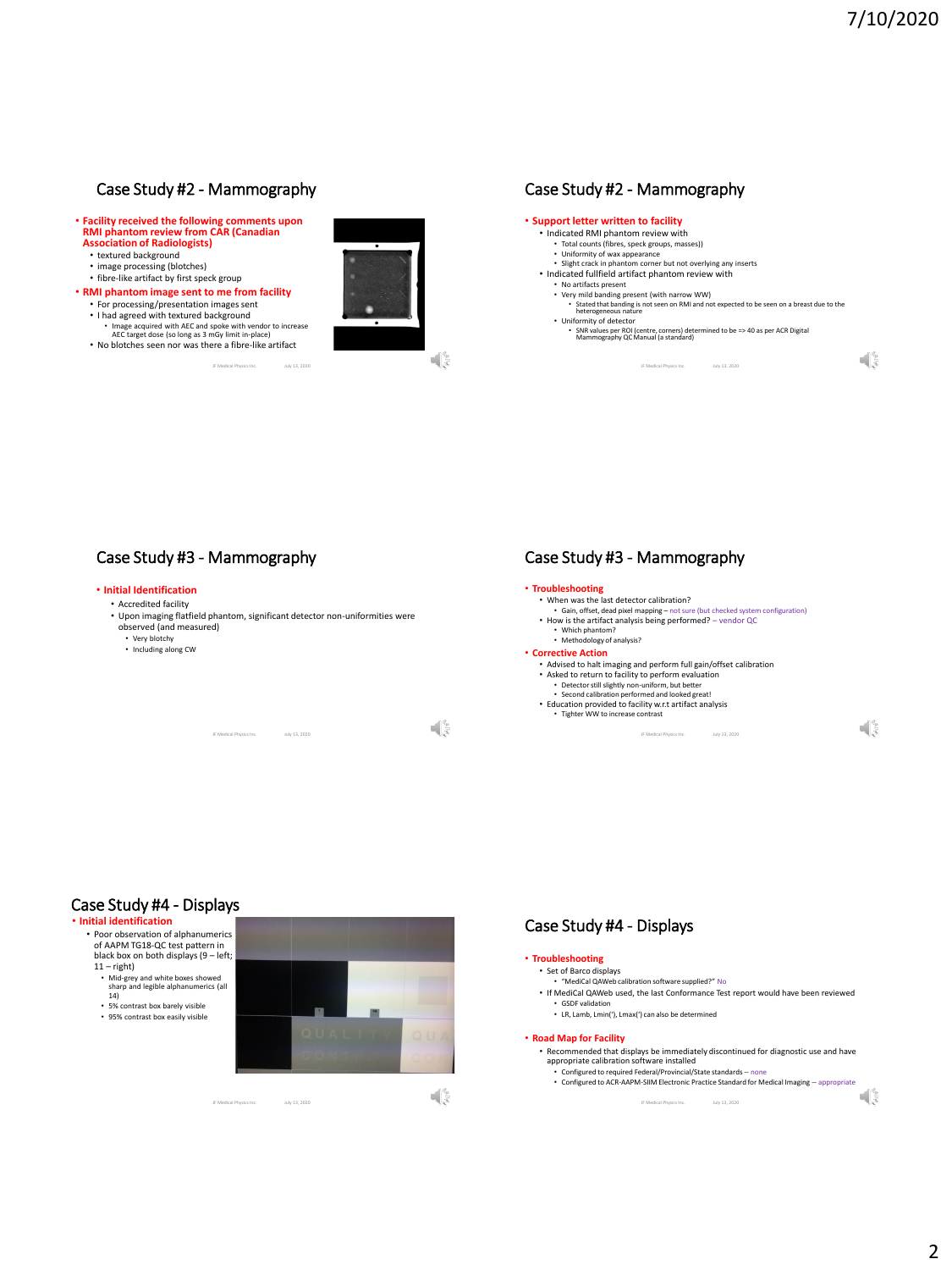## Case Study #2 - Mammography

- **Facility received the following comments upon RMI phantom review from CAR (Canadian Association of Radiologists)**
  - textured background
  - image processing (blotches)
  - fibre-like artifact by first speck group
- **RMI phantom image sent to me from facility**
  - For processing/presentation images sent
  - I had agreed with textured background
    - Image acquired with AEC and spoke with vendor to increase AEC target dose (so long as 3 mGy limit in-place)
  - No blotches seen nor was there a fibre-like artifact

## Case Study #2 - Mammography

- **Support letter written to facility**
  - Indicated RMI phantom review with
    - Total counts (fibres, speck groups, masses))
    - Uniformity of wax appearance
    - Slight crack in phantom corner but not overlying any inserts
  - Indicated fullfield artifact phantom review with
    - No artifacts present
    - Very mild banding present (with narrow WW)
      - Stated that banding is not seen on RMI and not expected to be seen on a breast due to the heterogeneous nature
    - Uniformity of detector
      - SNR values per ROI (centre, corners) determined to be => 40 as per ACR Digital Mammography QC Manual (a standard)

## Case Study #3 - Mammography

- **Initial Identification**
  - Accredited facility
  - Upon imaging flatfield phantom, significant detector non-uniformities were observed (and measured)
    - Very blotchy
    - Including along CW

## Case Study #3 - Mammography

- **Troubleshooting**
  - When was the last detector calibration?
    - Gain, offset, dead pixel mapping – not sure (but checked system configuration)
  - How is the artifact analysis being performed? – vendor QC
    - Which phantom?
    - Methodology of analysis?
- **Corrective Action**
  - Advised to halt imaging and perform full gain/offset calibration
  - Asked to return to facility to perform evaluation
    - Detector still slightly non-uniform, but better
    - Second calibration performed and looked great!
  - Education provided to facility w.r.t artifact analysis
    - Tighter WW to increase contrast

## Case Study #4 - Displays

- **Initial identification**
  - Poor observation of alphanumerics of AAPM TG18-QC test pattern in black box on both displays (9 – left; 11 – right)
    - Mid-grey and white boxes showed sharp and legible alphanumerics (all 14)
    - 5% contrast box barely visible
    - 95% contrast box easily visible

## Case Study #4 - Displays

- **Troubleshooting**
  - Set of Barco displays
    - "MediCal QAWeb calibration software supplied?" No
  - If MediCal QAWeb used, the last Conformance Test report would have been reviewed
    - GSDF validation
    - LR, Lamb, Lmin('), Lmax(') can also be determined
- **Road Map for Facility**
  - Recommended that displays be immediately discontinued for diagnostic use and have appropriate calibration software installed
    - Configured to required Federal/Provincial/State standards – none
    - Configured to ACR-AAPM-SIIM Electronic Practice Standard for Medical Imaging – appropriate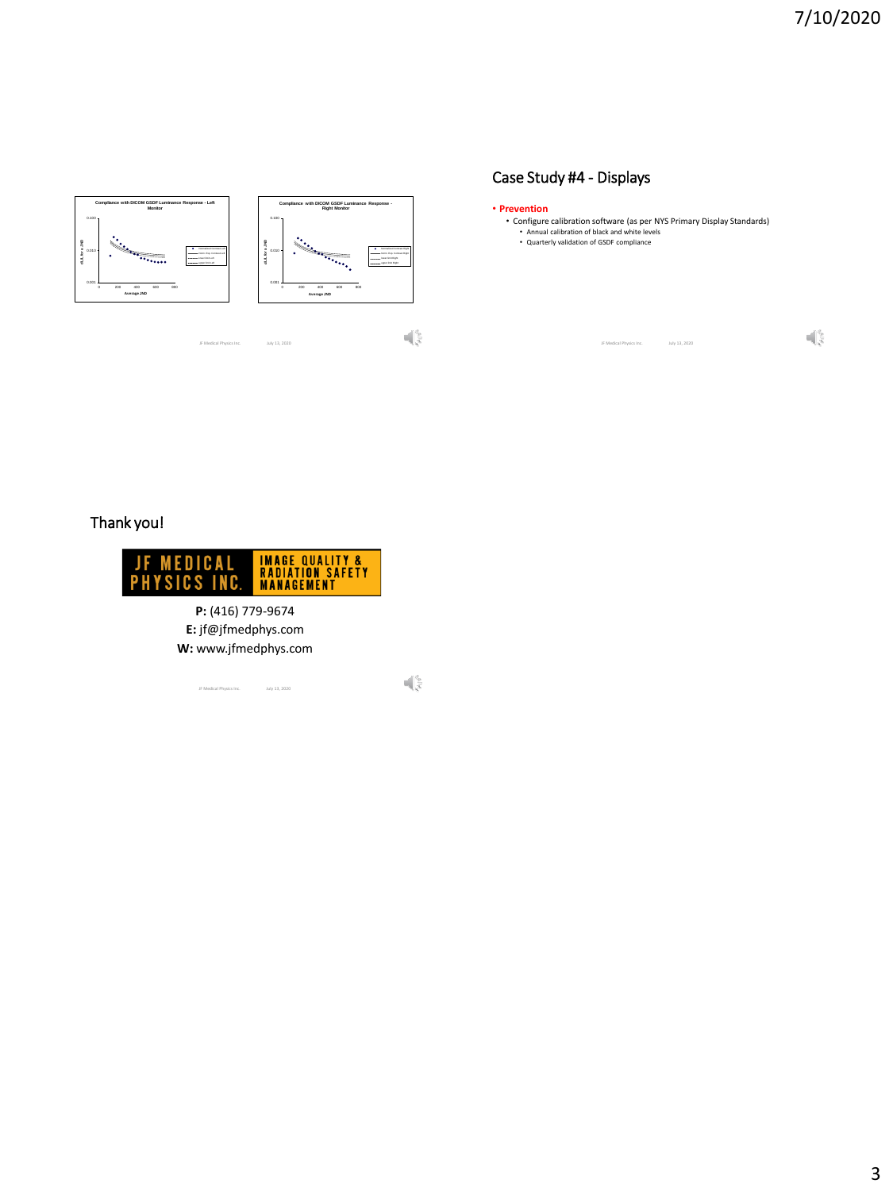Compliance with DICOM GSDF Luminance Response - Left Monitor

0.100

0.010

0.001

0 200 400 600 800

Average JND

dL/L for a JND

Compliance with DICOM GSDF Luminance Response - Right Monitor

0.100

0.010

0.001

0 200 400 600 800

Average JND

dL/L for a JND

JF Medical Physics Inc. July 13, 2020

## Case Study #4 - Displays

- **Prevention**
  - Configure calibration software (as per NYS Primary Display Standards)
    - Annual calibration of black and white levels
    - Quarterly validation of GSDF compliance

JF Medical Physics Inc. July 13, 2020

## Thank you!

JF MEDICAL PHYSICS INC. IMAGE QUALITY & RADIATION SAFETY MANAGEMENT

**P:** (416) 779-9674
**E:** jf@jfmedphys.com
**W:** www.jfmedphys.com

JF Medical Physics Inc. July 13, 2020